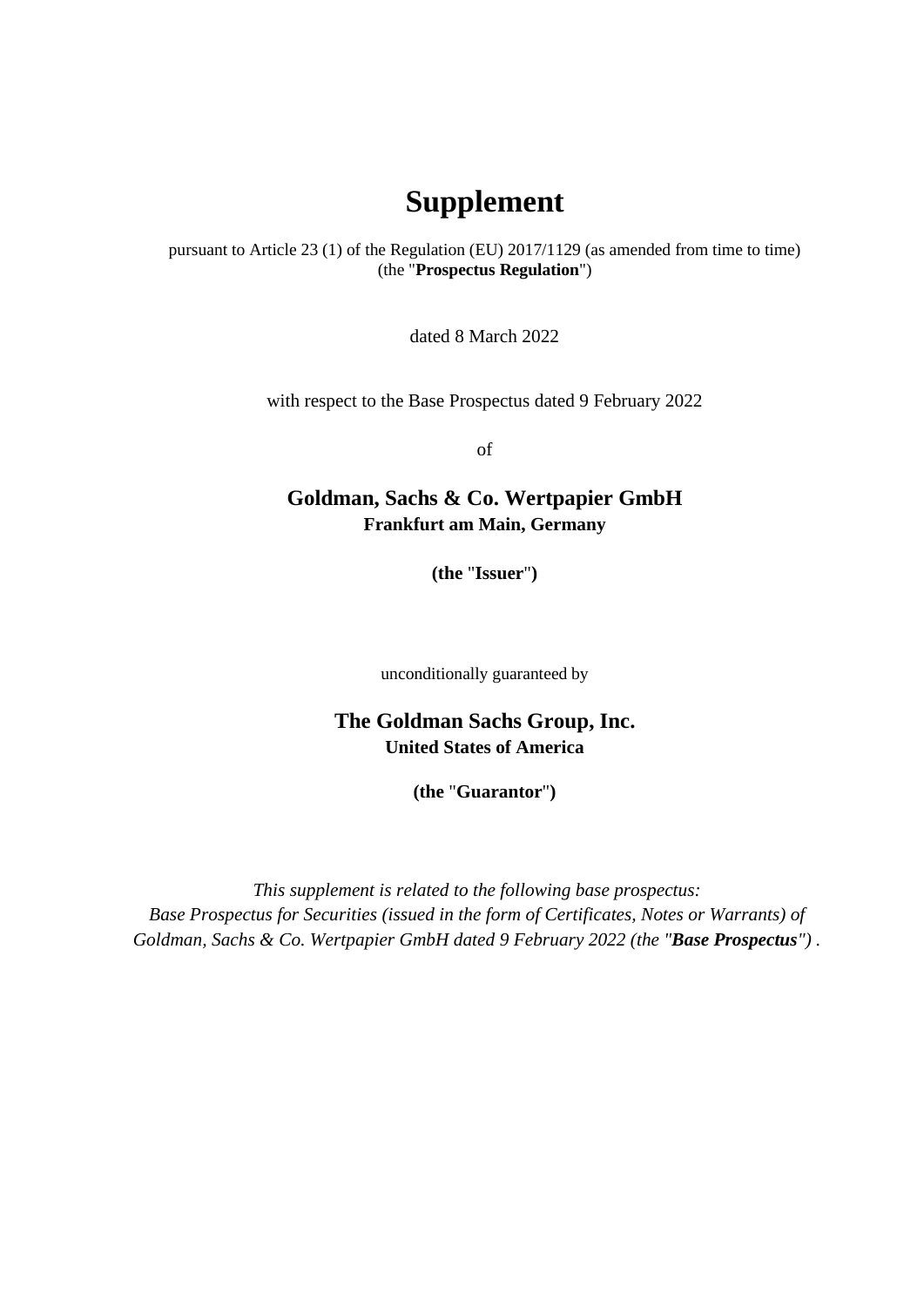# Supplement

pursuant to Article 23 (1) of the Regulation (EU) 2017/1129 (as amended from time to time)
(the "**Prospectus Regulation**")

dated 8 March 2022

with respect to the Base Prospectus dated 9 February 2022

of

**Goldman, Sachs & Co. Wertpapier GmbH**
**Frankfurt am Main, Germany**

**(the "Issuer")**

unconditionally guaranteed by

**The Goldman Sachs Group, Inc.**
**United States of America**

**(the "Guarantor")**

*This supplement is related to the following base prospectus:*
*Base Prospectus for Securities (issued in the form of Certificates, Notes or Warrants) of Goldman, Sachs & Co. Wertpapier GmbH dated 9 February 2022 (the "**Base Prospectus**") .*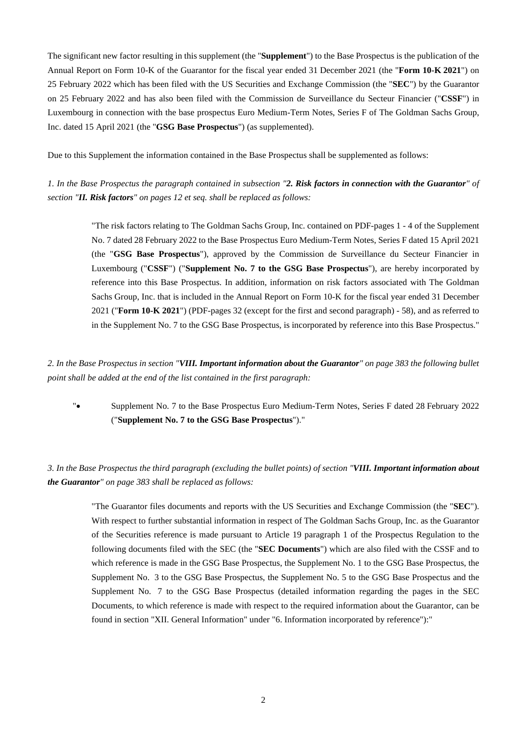The significant new factor resulting in this supplement (the "**Supplement**") to the Base Prospectus is the publication of the Annual Report on Form 10-K of the Guarantor for the fiscal year ended 31 December 2021 (the "**Form 10-K 2021**") on 25 February 2022 which has been filed with the US Securities and Exchange Commission (the "**SEC**") by the Guarantor on 25 February 2022 and has also been filed with the Commission de Surveillance du Secteur Financier ("**CSSF**") in Luxembourg in connection with the base prospectus Euro Medium-Term Notes, Series F of The Goldman Sachs Group, Inc. dated 15 April 2021 (the "**GSG Base Prospectus**") (as supplemented).

Due to this Supplement the information contained in the Base Prospectus shall be supplemented as follows:

*1. In the Base Prospectus the paragraph contained in subsection "**2. Risk factors in connection with the Guarantor**" of section "**II. Risk factors**" on pages 12 et seq. shall be replaced as follows:*

> "The risk factors relating to The Goldman Sachs Group, Inc. contained on PDF-pages 1 - 4 of the Supplement No. 7 dated 28 February 2022 to the Base Prospectus Euro Medium-Term Notes, Series F dated 15 April 2021 (the "**GSG Base Prospectus**"), approved by the Commission de Surveillance du Secteur Financier in Luxembourg ("**CSSF**") ("**Supplement No. 7 to the GSG Base Prospectus**"), are hereby incorporated by reference into this Base Prospectus. In addition, information on risk factors associated with The Goldman Sachs Group, Inc. that is included in the Annual Report on Form 10-K for the fiscal year ended 31 December 2021 ("**Form 10-K 2021**") (PDF-pages 32 (except for the first and second paragraph) - 58), and as referred to in the Supplement No. 7 to the GSG Base Prospectus, is incorporated by reference into this Base Prospectus."

*2. In the Base Prospectus in section "**VIII. Important information about the Guarantor**" on page 383 the following bullet point shall be added at the end of the list contained in the first paragraph:*

> "• Supplement No. 7 to the Base Prospectus Euro Medium-Term Notes, Series F dated 28 February 2022 ("**Supplement No. 7 to the GSG Base Prospectus**")."

*3. In the Base Prospectus the third paragraph (excluding the bullet points) of section "**VIII. Important information about the Guarantor**" on page 383 shall be replaced as follows:*

> "The Guarantor files documents and reports with the US Securities and Exchange Commission (the "**SEC**"). With respect to further substantial information in respect of The Goldman Sachs Group, Inc. as the Guarantor of the Securities reference is made pursuant to Article 19 paragraph 1 of the Prospectus Regulation to the following documents filed with the SEC (the "**SEC Documents**") which are also filed with the CSSF and to which reference is made in the GSG Base Prospectus, the Supplement No. 1 to the GSG Base Prospectus, the Supplement No. 3 to the GSG Base Prospectus, the Supplement No. 5 to the GSG Base Prospectus and the Supplement No. 7 to the GSG Base Prospectus (detailed information regarding the pages in the SEC Documents, to which reference is made with respect to the required information about the Guarantor, can be found in section "XII. General Information" under "6. Information incorporated by reference"):"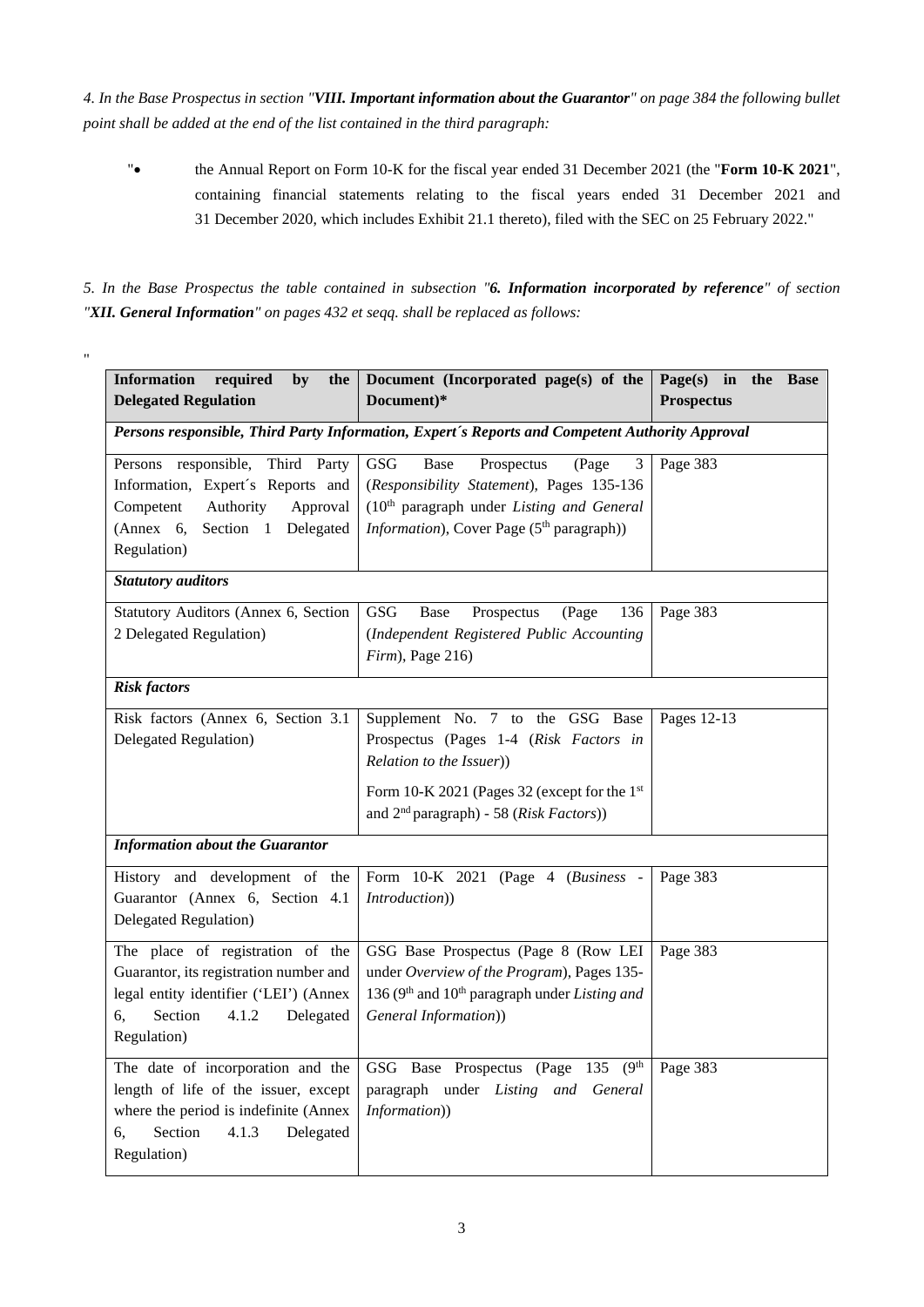*4. In the Base Prospectus in section "**VIII. Important information about the Guarantor**" on page 384 the following bullet point shall be added at the end of the list contained in the third paragraph:*

"• the Annual Report on Form 10-K for the fiscal year ended 31 December 2021 (the "**Form 10-K 2021**", containing financial statements relating to the fiscal years ended 31 December 2021 and 31 December 2020, which includes Exhibit 21.1 thereto), filed with the SEC on 25 February 2022."

*5. In the Base Prospectus the table contained in subsection "**6. Information incorporated by reference**" of section "**XII. General Information**" on pages 432 et seqq. shall be replaced as follows:*

"

| **Information required by the Delegated Regulation** | **Document (Incorporated page(s) of the Document)*** | **Page(s) in the Base Prospectus** |
|---|---|---|
| ***Persons responsible, Third Party Information, Expert´s Reports and Competent Authority Approval*** | | |
| Persons responsible, Third Party Information, Expert´s Reports and Competent Authority Approval (Annex 6, Section 1 Delegated Regulation) | GSG Base Prospectus (Page 3 (*Responsibility Statement*), Pages 135-136 (10th paragraph under *Listing and General Information*), Cover Page (5th paragraph)) | Page 383 |
| ***Statutory auditors*** | | |
| Statutory Auditors (Annex 6, Section 2 Delegated Regulation) | GSG Base Prospectus (Page 136 (*Independent Registered Public Accounting Firm*), Page 216) | Page 383 |
| ***Risk factors*** | | |
| Risk factors (Annex 6, Section 3.1 Delegated Regulation) | Supplement No. 7 to the GSG Base Prospectus (Pages 1-4 (*Risk Factors in Relation to the Issuer*))<br><br>Form 10-K 2021 (Pages 32 (except for the 1st and 2nd paragraph) - 58 (*Risk Factors*)) | Pages 12-13 |
| ***Information about the Guarantor*** | | |
| History and development of the Guarantor (Annex 6, Section 4.1 Delegated Regulation) | Form 10-K 2021 (Page 4 (*Business - Introduction*)) | Page 383 |
| The place of registration of the Guarantor, its registration number and legal entity identifier ('LEI') (Annex 6, Section 4.1.2 Delegated Regulation) | GSG Base Prospectus (Page 8 (Row LEI under *Overview of the Program*), Pages 135-136 (9th and 10th paragraph under *Listing and General Information*)) | Page 383 |
| The date of incorporation and the length of life of the issuer, except where the period is indefinite (Annex 6, Section 4.1.3 Delegated Regulation) | GSG Base Prospectus (Page 135 (9th paragraph under *Listing and General Information*)) | Page 383 |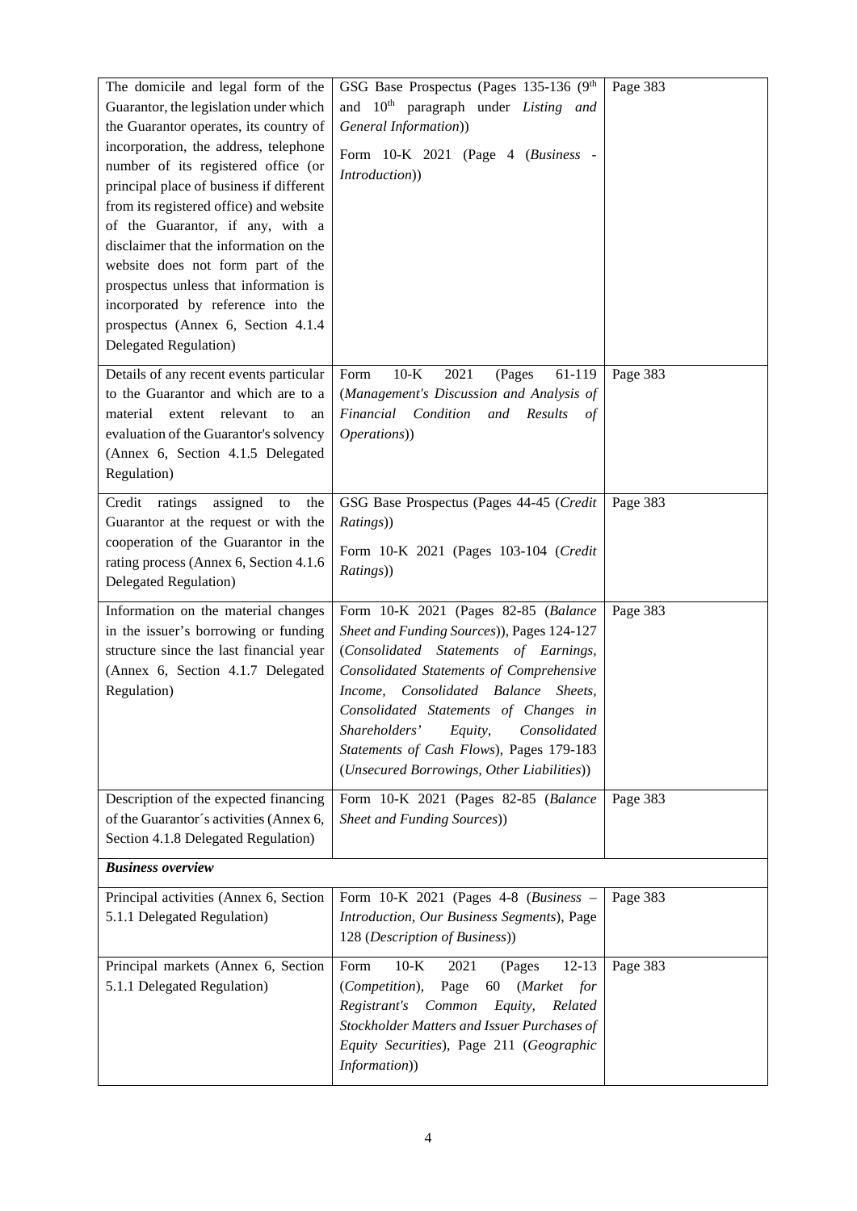| | | |
|---|---|---|
| The domicile and legal form of the Guarantor, the legislation under which the Guarantor operates, its country of incorporation, the address, telephone number of its registered office (or principal place of business if different from its registered office) and website of the Guarantor, if any, with a disclaimer that the information on the website does not form part of the prospectus unless that information is incorporated by reference into the prospectus (Annex 6, Section 4.1.4 Delegated Regulation) | GSG Base Prospectus (Pages 135-136 (9th and 10th paragraph under *Listing and General Information*))<br><br>Form 10-K 2021 (Page 4 (*Business - Introduction*)) | Page 383 |
| Details of any recent events particular to the Guarantor and which are to a material extent relevant to an evaluation of the Guarantor's solvency (Annex 6, Section 4.1.5 Delegated Regulation) | Form 10-K 2021 (Pages 61-119 (*Management's Discussion and Analysis of Financial Condition and Results of Operations*)) | Page 383 |
| Credit ratings assigned to the Guarantor at the request or with the cooperation of the Guarantor in the rating process (Annex 6, Section 4.1.6 Delegated Regulation) | GSG Base Prospectus (Pages 44-45 (*Credit Ratings*))<br><br>Form 10-K 2021 (Pages 103-104 (*Credit Ratings*)) | Page 383 |
| Information on the material changes in the issuer's borrowing or funding structure since the last financial year (Annex 6, Section 4.1.7 Delegated Regulation) | Form 10-K 2021 (Pages 82-85 (*Balance Sheet and Funding Sources*)), Pages 124-127 (*Consolidated Statements of Earnings, Consolidated Statements of Comprehensive Income, Consolidated Balance Sheets, Consolidated Statements of Changes in Shareholders' Equity, Consolidated Statements of Cash Flows*), Pages 179-183 (*Unsecured Borrowings, Other Liabilities*)) | Page 383 |
| Description of the expected financing of the Guarantor´s activities (Annex 6, Section 4.1.8 Delegated Regulation) | Form 10-K 2021 (Pages 82-85 (*Balance Sheet and Funding Sources*)) | Page 383 |
| ***Business overview*** | | |
| Principal activities (Annex 6, Section 5.1.1 Delegated Regulation) | Form 10-K 2021 (Pages 4-8 (*Business – Introduction, Our Business Segments*), Page 128 (*Description of Business*)) | Page 383 |
| Principal markets (Annex 6, Section 5.1.1 Delegated Regulation) | Form 10-K 2021 (Pages 12-13 (*Competition*), Page 60 (*Market for Registrant's Common Equity, Related Stockholder Matters and Issuer Purchases of Equity Securities*), Page 211 (*Geographic Information*)) | Page 383 |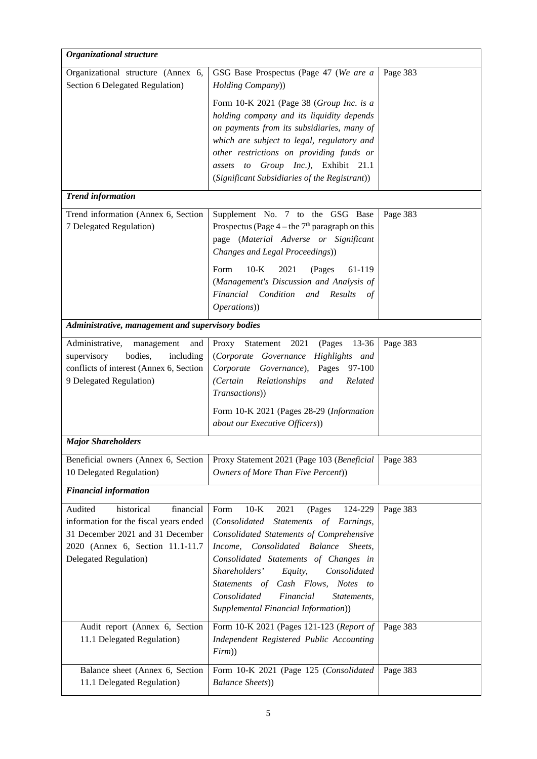| *Organizational structure* | | |
|---|---|---|
| Organizational structure (Annex 6, Section 6 Delegated Regulation) | GSG Base Prospectus (Page 47 (*We are a Holding Company*))<br><br>Form 10-K 2021 (Page 38 (*Group Inc. is a holding company and its liquidity depends on payments from its subsidiaries, many of which are subject to legal, regulatory and other restrictions on providing funds or assets to Group Inc.*), Exhibit 21.1 (*Significant Subsidiaries of the Registrant*)) | Page 383 |
| ***Trend information*** | | |
| Trend information (Annex 6, Section 7 Delegated Regulation) | Supplement No. 7 to the GSG Base Prospectus (Page 4 – the 7th paragraph on this page (*Material Adverse or Significant Changes and Legal Proceedings*))<br><br>Form 10-K 2021 (Pages 61-119 (*Management's Discussion and Analysis of Financial Condition and Results of Operations*)) | Page 383 |
| ***Administrative, management and supervisory bodies*** | | |
| Administrative, management and supervisory bodies, including conflicts of interest (Annex 6, Section 9 Delegated Regulation) | Proxy Statement 2021 (Pages 13-36 (*Corporate Governance Highlights and Corporate Governance*), Pages 97-100 (*Certain Relationships and Related Transactions*))<br><br>Form 10-K 2021 (Pages 28-29 (*Information about our Executive Officers*)) | Page 383 |
| ***Major Shareholders*** | | |
| Beneficial owners (Annex 6, Section 10 Delegated Regulation) | Proxy Statement 2021 (Page 103 (*Beneficial Owners of More Than Five Percent*)) | Page 383 |
| ***Financial information*** | | |
| Audited historical financial information for the fiscal years ended 31 December 2021 and 31 December 2020 (Annex 6, Section 11.1-11.7 Delegated Regulation) | Form 10-K 2021 (Pages 124-229 (*Consolidated Statements of Earnings, Consolidated Statements of Comprehensive Income, Consolidated Balance Sheets, Consolidated Statements of Changes in Shareholders' Equity, Consolidated Statements of Cash Flows, Notes to Consolidated Financial Statements, Supplemental Financial Information*)) | Page 383 |
| Audit report (Annex 6, Section 11.1 Delegated Regulation) | Form 10-K 2021 (Pages 121-123 (*Report of Independent Registered Public Accounting Firm*)) | Page 383 |
| Balance sheet (Annex 6, Section 11.1 Delegated Regulation) | Form 10-K 2021 (Page 125 (*Consolidated Balance Sheets*)) | Page 383 |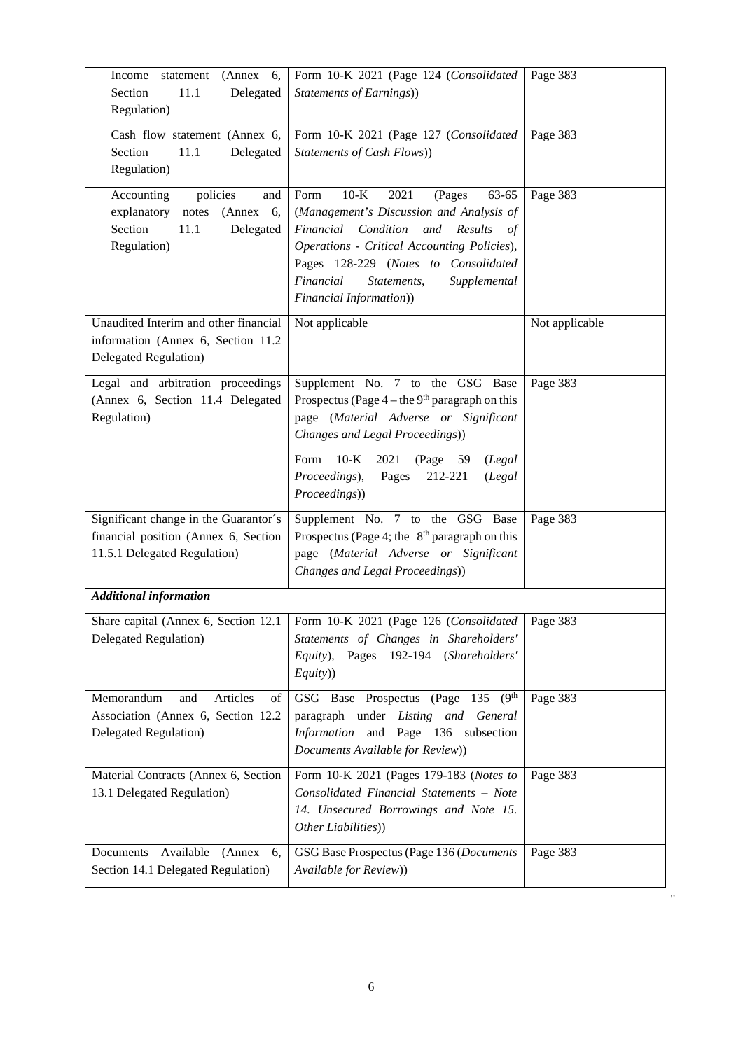| | | |
|---|---|---|
| Income statement (Annex 6, Section 11.1 Delegated Regulation) | Form 10-K 2021 (Page 124 (*Consolidated Statements of Earnings*)) | Page 383 |
| Cash flow statement (Annex 6, Section 11.1 Delegated Regulation) | Form 10-K 2021 (Page 127 (*Consolidated Statements of Cash Flows*)) | Page 383 |
| Accounting policies and explanatory notes (Annex 6, Section 11.1 Delegated Regulation) | Form 10-K 2021 (Pages 63-65 (*Management's Discussion and Analysis of Financial Condition and Results of Operations - Critical Accounting Policies*), Pages 128-229 (*Notes to Consolidated Financial Statements, Supplemental Financial Information*)) | Page 383 |
| Unaudited Interim and other financial information (Annex 6, Section 11.2 Delegated Regulation) | Not applicable | Not applicable |
| Legal and arbitration proceedings (Annex 6, Section 11.4 Delegated Regulation) | Supplement No. 7 to the GSG Base Prospectus (Page 4 – the 9th paragraph on this page (*Material Adverse or Significant Changes and Legal Proceedings*))<br><br>Form 10-K 2021 (Page 59 (*Legal Proceedings*), Pages 212-221 (*Legal Proceedings*)) | Page 383 |
| Significant change in the Guarantor´s financial position (Annex 6, Section 11.5.1 Delegated Regulation) | Supplement No. 7 to the GSG Base Prospectus (Page 4; the 8th paragraph on this page (*Material Adverse or Significant Changes and Legal Proceedings*)) | Page 383 |
| ***Additional information*** | | |
| Share capital (Annex 6, Section 12.1 Delegated Regulation) | Form 10-K 2021 (Page 126 (*Consolidated Statements of Changes in Shareholders' Equity*), Pages 192-194 (*Shareholders' Equity*)) | Page 383 |
| Memorandum and Articles of Association (Annex 6, Section 12.2 Delegated Regulation) | GSG Base Prospectus (Page 135 (9th paragraph under *Listing and General Information* and Page 136 subsection *Documents Available for Review*)) | Page 383 |
| Material Contracts (Annex 6, Section 13.1 Delegated Regulation) | Form 10-K 2021 (Pages 179-183 (*Notes to Consolidated Financial Statements – Note 14. Unsecured Borrowings and Note 15. Other Liabilities*)) | Page 383 |
| Documents Available (Annex 6, Section 14.1 Delegated Regulation) | GSG Base Prospectus (Page 136 (*Documents Available for Review*)) | Page 383 |

"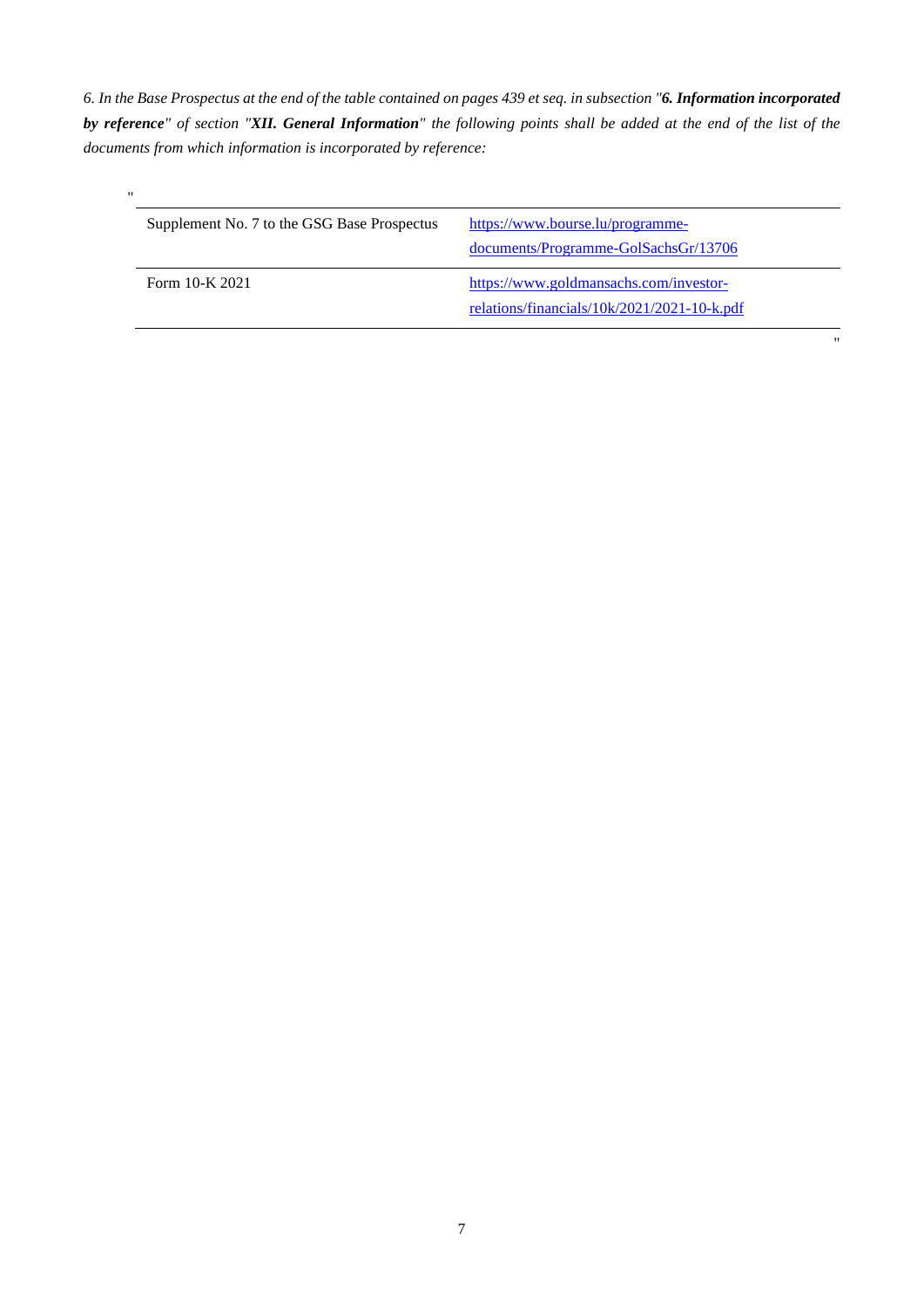*6. In the Base Prospectus at the end of the table contained on pages 439 et seq. in subsection "**6. Information incorporated by reference**" of section "**XII. General Information**" the following points shall be added at the end of the list of the documents from which information is incorporated by reference:*

"

| | |
|---|---|
| Supplement No. 7 to the GSG Base Prospectus | https://www.bourse.lu/programme-documents/Programme-GolSachsGr/13706 |
| Form 10-K 2021 | https://www.goldmansachs.com/investor-relations/financials/10k/2021/2021-10-k.pdf |

"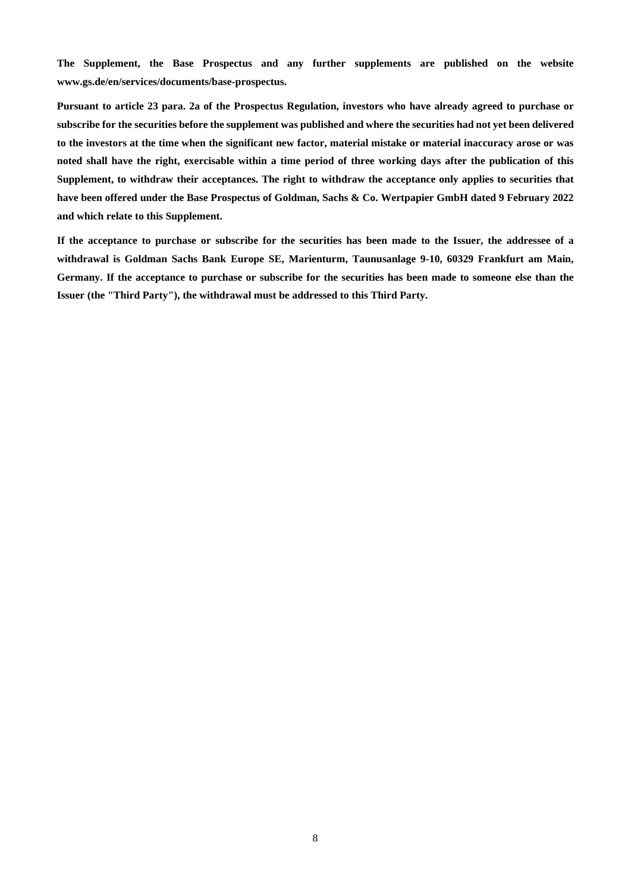**The Supplement, the Base Prospectus and any further supplements are published on the website www.gs.de/en/services/documents/base-prospectus.**

**Pursuant to article 23 para. 2a of the Prospectus Regulation, investors who have already agreed to purchase or subscribe for the securities before the supplement was published and where the securities had not yet been delivered to the investors at the time when the significant new factor, material mistake or material inaccuracy arose or was noted shall have the right, exercisable within a time period of three working days after the publication of this Supplement, to withdraw their acceptances. The right to withdraw the acceptance only applies to securities that have been offered under the Base Prospectus of Goldman, Sachs & Co. Wertpapier GmbH dated 9 February 2022 and which relate to this Supplement.**

**If the acceptance to purchase or subscribe for the securities has been made to the Issuer, the addressee of a withdrawal is Goldman Sachs Bank Europe SE, Marienturm, Taunusanlage 9-10, 60329 Frankfurt am Main, Germany. If the acceptance to purchase or subscribe for the securities has been made to someone else than the Issuer (the "Third Party"), the withdrawal must be addressed to this Third Party.**